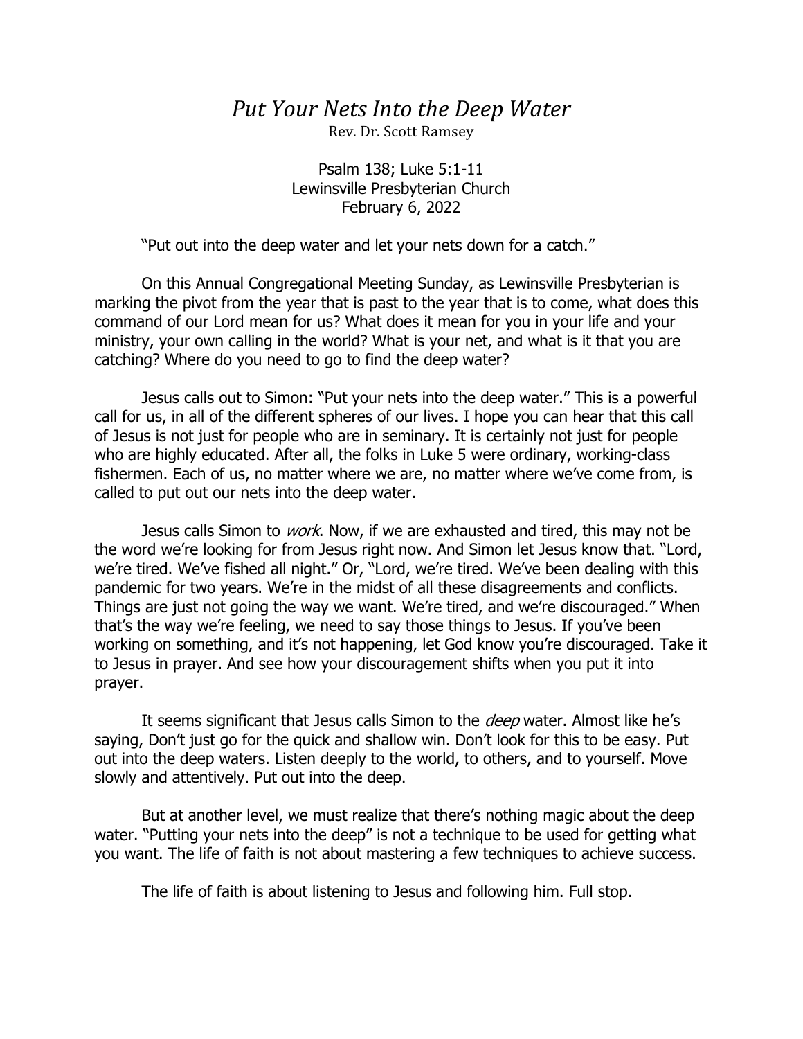# *Put Your Nets Into the Deep Water*

Rev. Dr. Scott Ramsey

Psalm 138; Luke 5:1-11
Lewinsville Presbyterian Church
February 6, 2022

"Put out into the deep water and let your nets down for a catch."

On this Annual Congregational Meeting Sunday, as Lewinsville Presbyterian is marking the pivot from the year that is past to the year that is to come, what does this command of our Lord mean for us? What does it mean for you in your life and your ministry, your own calling in the world? What is your net, and what is it that you are catching? Where do you need to go to find the deep water?

Jesus calls out to Simon: "Put your nets into the deep water." This is a powerful call for us, in all of the different spheres of our lives. I hope you can hear that this call of Jesus is not just for people who are in seminary. It is certainly not just for people who are highly educated. After all, the folks in Luke 5 were ordinary, working-class fishermen. Each of us, no matter where we are, no matter where we've come from, is called to put out our nets into the deep water.

Jesus calls Simon to *work*. Now, if we are exhausted and tired, this may not be the word we're looking for from Jesus right now. And Simon let Jesus know that. "Lord, we're tired. We've fished all night." Or, "Lord, we're tired. We've been dealing with this pandemic for two years. We're in the midst of all these disagreements and conflicts. Things are just not going the way we want. We're tired, and we're discouraged." When that's the way we're feeling, we need to say those things to Jesus. If you've been working on something, and it's not happening, let God know you're discouraged. Take it to Jesus in prayer. And see how your discouragement shifts when you put it into prayer.

It seems significant that Jesus calls Simon to the *deep* water. Almost like he's saying, Don't just go for the quick and shallow win. Don't look for this to be easy. Put out into the deep waters. Listen deeply to the world, to others, and to yourself. Move slowly and attentively. Put out into the deep.

But at another level, we must realize that there's nothing magic about the deep water. "Putting your nets into the deep" is not a technique to be used for getting what you want. The life of faith is not about mastering a few techniques to achieve success.

The life of faith is about listening to Jesus and following him. Full stop.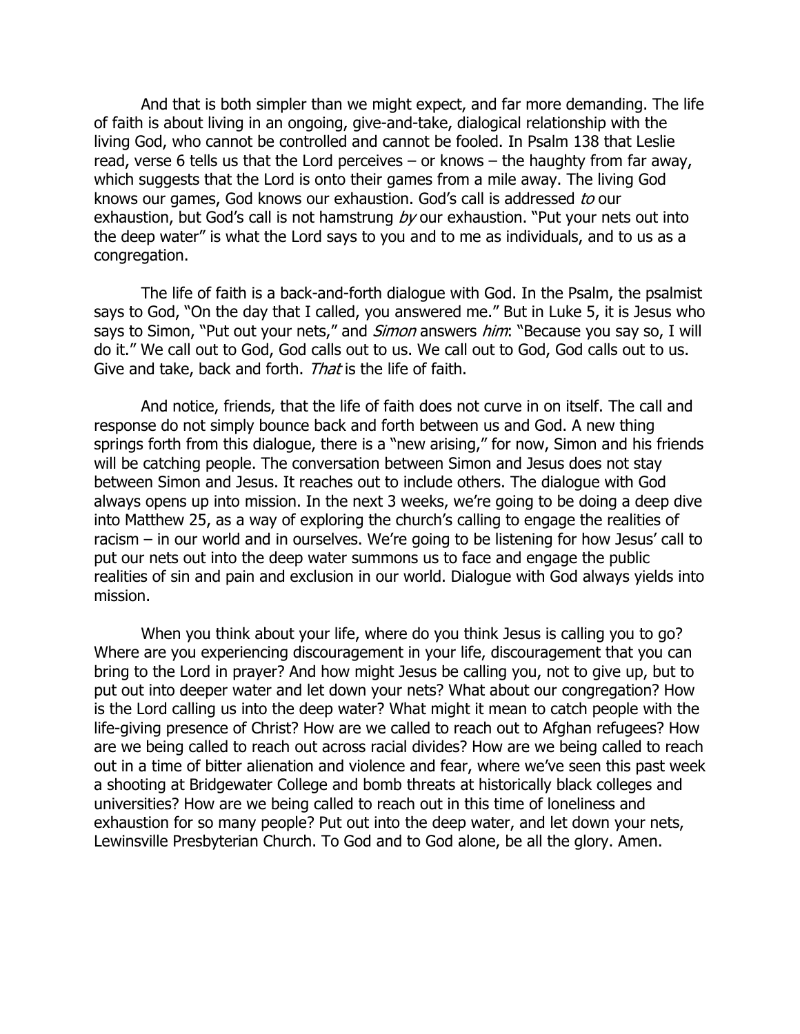And that is both simpler than we might expect, and far more demanding. The life of faith is about living in an ongoing, give-and-take, dialogical relationship with the living God, who cannot be controlled and cannot be fooled. In Psalm 138 that Leslie read, verse 6 tells us that the Lord perceives – or knows – the haughty from far away, which suggests that the Lord is onto their games from a mile away. The living God knows our games, God knows our exhaustion. God's call is addressed *to* our exhaustion, but God's call is not hamstrung *by* our exhaustion. "Put your nets out into the deep water" is what the Lord says to you and to me as individuals, and to us as a congregation.

The life of faith is a back-and-forth dialogue with God. In the Psalm, the psalmist says to God, "On the day that I called, you answered me." But in Luke 5, it is Jesus who says to Simon, "Put out your nets," and *Simon* answers *him*: "Because you say so, I will do it." We call out to God, God calls out to us. We call out to God, God calls out to us. Give and take, back and forth. *That* is the life of faith.

And notice, friends, that the life of faith does not curve in on itself. The call and response do not simply bounce back and forth between us and God. A new thing springs forth from this dialogue, there is a "new arising," for now, Simon and his friends will be catching people. The conversation between Simon and Jesus does not stay between Simon and Jesus. It reaches out to include others. The dialogue with God always opens up into mission. In the next 3 weeks, we're going to be doing a deep dive into Matthew 25, as a way of exploring the church's calling to engage the realities of racism – in our world and in ourselves. We're going to be listening for how Jesus' call to put our nets out into the deep water summons us to face and engage the public realities of sin and pain and exclusion in our world. Dialogue with God always yields into mission.

When you think about your life, where do you think Jesus is calling you to go? Where are you experiencing discouragement in your life, discouragement that you can bring to the Lord in prayer? And how might Jesus be calling you, not to give up, but to put out into deeper water and let down your nets? What about our congregation? How is the Lord calling us into the deep water? What might it mean to catch people with the life-giving presence of Christ? How are we called to reach out to Afghan refugees? How are we being called to reach out across racial divides? How are we being called to reach out in a time of bitter alienation and violence and fear, where we've seen this past week a shooting at Bridgewater College and bomb threats at historically black colleges and universities? How are we being called to reach out in this time of loneliness and exhaustion for so many people? Put out into the deep water, and let down your nets, Lewinsville Presbyterian Church. To God and to God alone, be all the glory. Amen.